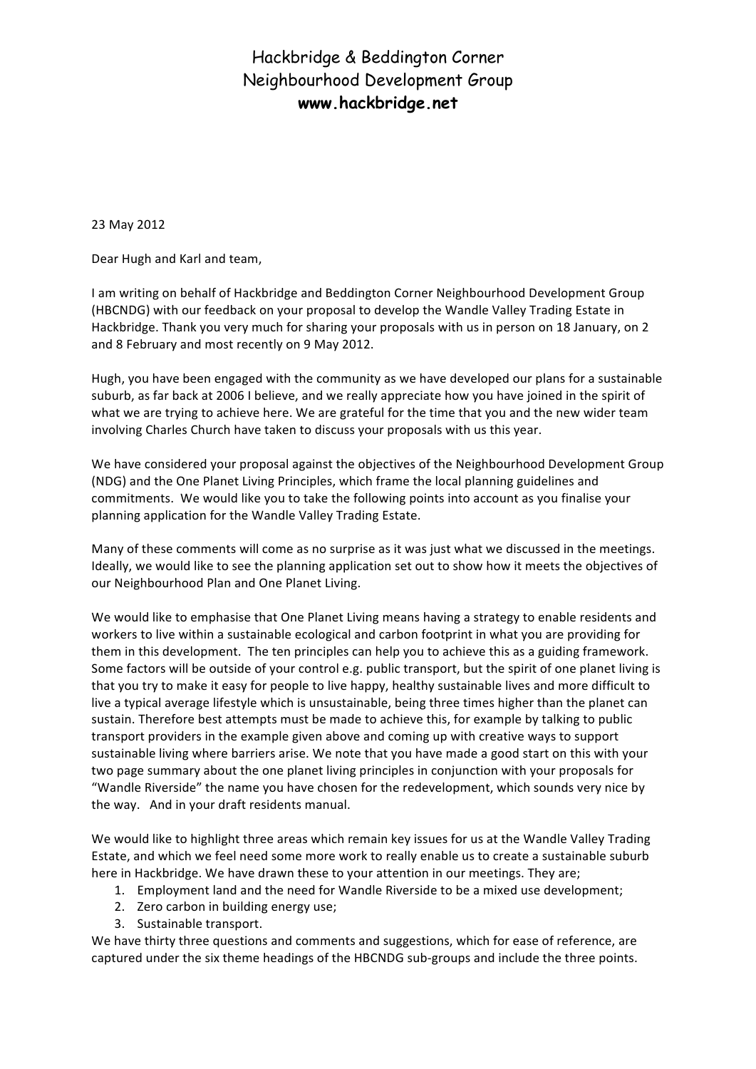# Hackbridge & Beddington Corner Neighbourhood Development Group
**www.hackbridge.net**

23 May 2012

Dear Hugh and Karl and team,

I am writing on behalf of Hackbridge and Beddington Corner Neighbourhood Development Group (HBCNDG) with our feedback on your proposal to develop the Wandle Valley Trading Estate in Hackbridge. Thank you very much for sharing your proposals with us in person on 18 January, on 2 and 8 February and most recently on 9 May 2012.

Hugh, you have been engaged with the community as we have developed our plans for a sustainable suburb, as far back at 2006 I believe, and we really appreciate how you have joined in the spirit of what we are trying to achieve here. We are grateful for the time that you and the new wider team involving Charles Church have taken to discuss your proposals with us this year.

We have considered your proposal against the objectives of the Neighbourhood Development Group (NDG) and the One Planet Living Principles, which frame the local planning guidelines and commitments. We would like you to take the following points into account as you finalise your planning application for the Wandle Valley Trading Estate.

Many of these comments will come as no surprise as it was just what we discussed in the meetings. Ideally, we would like to see the planning application set out to show how it meets the objectives of our Neighbourhood Plan and One Planet Living.

We would like to emphasise that One Planet Living means having a strategy to enable residents and workers to live within a sustainable ecological and carbon footprint in what you are providing for them in this development. The ten principles can help you to achieve this as a guiding framework. Some factors will be outside of your control e.g. public transport, but the spirit of one planet living is that you try to make it easy for people to live happy, healthy sustainable lives and more difficult to live a typical average lifestyle which is unsustainable, being three times higher than the planet can sustain. Therefore best attempts must be made to achieve this, for example by talking to public transport providers in the example given above and coming up with creative ways to support sustainable living where barriers arise. We note that you have made a good start on this with your two page summary about the one planet living principles in conjunction with your proposals for "Wandle Riverside" the name you have chosen for the redevelopment, which sounds very nice by the way. And in your draft residents manual.

We would like to highlight three areas which remain key issues for us at the Wandle Valley Trading Estate, and which we feel need some more work to really enable us to create a sustainable suburb here in Hackbridge. We have drawn these to your attention in our meetings. They are;

1. Employment land and the need for Wandle Riverside to be a mixed use development;
2. Zero carbon in building energy use;
3. Sustainable transport.

We have thirty three questions and comments and suggestions, which for ease of reference, are captured under the six theme headings of the HBCNDG sub-groups and include the three points.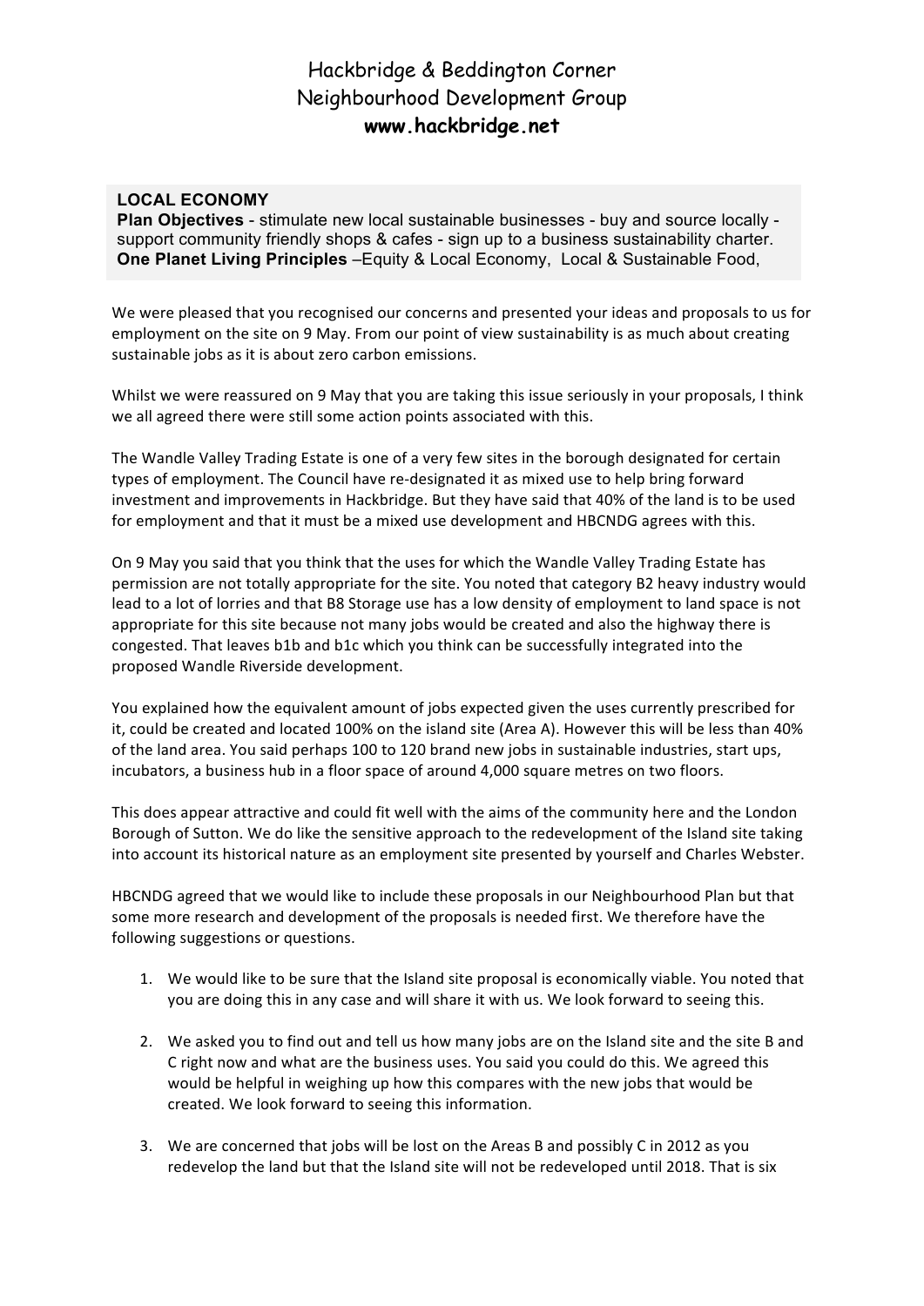Hackbridge & Beddington Corner
Neighbourhood Development Group
**www.hackbridge.net**

**LOCAL ECONOMY**
**Plan Objectives** - stimulate new local sustainable businesses - buy and source locally - support community friendly shops & cafes - sign up to a business sustainability charter.
**One Planet Living Principles** –Equity & Local Economy, Local & Sustainable Food,

We were pleased that you recognised our concerns and presented your ideas and proposals to us for employment on the site on 9 May. From our point of view sustainability is as much about creating sustainable jobs as it is about zero carbon emissions.

Whilst we were reassured on 9 May that you are taking this issue seriously in your proposals, I think we all agreed there were still some action points associated with this.

The Wandle Valley Trading Estate is one of a very few sites in the borough designated for certain types of employment. The Council have re-designated it as mixed use to help bring forward investment and improvements in Hackbridge. But they have said that 40% of the land is to be used for employment and that it must be a mixed use development and HBCNDG agrees with this.

On 9 May you said that you think that the uses for which the Wandle Valley Trading Estate has permission are not totally appropriate for the site. You noted that category B2 heavy industry would lead to a lot of lorries and that B8 Storage use has a low density of employment to land space is not appropriate for this site because not many jobs would be created and also the highway there is congested. That leaves b1b and b1c which you think can be successfully integrated into the proposed Wandle Riverside development.

You explained how the equivalent amount of jobs expected given the uses currently prescribed for it, could be created and located 100% on the island site (Area A). However this will be less than 40% of the land area. You said perhaps 100 to 120 brand new jobs in sustainable industries, start ups, incubators, a business hub in a floor space of around 4,000 square metres on two floors.

This does appear attractive and could fit well with the aims of the community here and the London Borough of Sutton. We do like the sensitive approach to the redevelopment of the Island site taking into account its historical nature as an employment site presented by yourself and Charles Webster.

HBCNDG agreed that we would like to include these proposals in our Neighbourhood Plan but that some more research and development of the proposals is needed first. We therefore have the following suggestions or questions.

1. We would like to be sure that the Island site proposal is economically viable. You noted that you are doing this in any case and will share it with us. We look forward to seeing this.

2. We asked you to find out and tell us how many jobs are on the Island site and the site B and C right now and what are the business uses. You said you could do this. We agreed this would be helpful in weighing up how this compares with the new jobs that would be created. We look forward to seeing this information.

3. We are concerned that jobs will be lost on the Areas B and possibly C in 2012 as you redevelop the land but that the Island site will not be redeveloped until 2018. That is six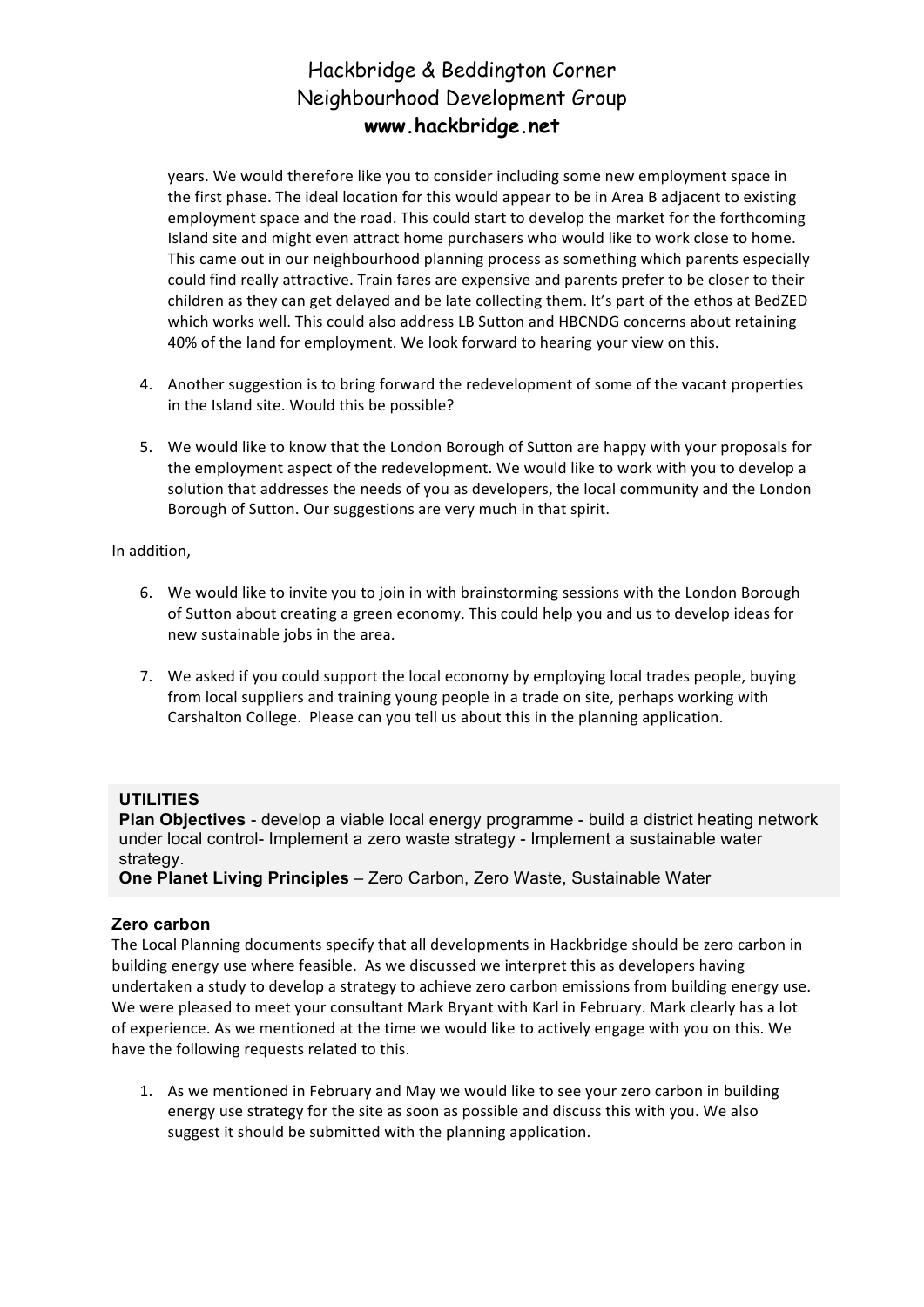years. We would therefore like you to consider including some new employment space in the first phase. The ideal location for this would appear to be in Area B adjacent to existing employment space and the road. This could start to develop the market for the forthcoming Island site and might even attract home purchasers who would like to work close to home. This came out in our neighbourhood planning process as something which parents especially could find really attractive. Train fares are expensive and parents prefer to be closer to their children as they can get delayed and be late collecting them. It's part of the ethos at BedZED which works well. This could also address LB Sutton and HBCNDG concerns about retaining 40% of the land for employment. We look forward to hearing your view on this.

4. Another suggestion is to bring forward the redevelopment of some of the vacant properties in the Island site. Would this be possible?

5. We would like to know that the London Borough of Sutton are happy with your proposals for the employment aspect of the redevelopment. We would like to work with you to develop a solution that addresses the needs of you as developers, the local community and the London Borough of Sutton. Our suggestions are very much in that spirit.

In addition,

6. We would like to invite you to join in with brainstorming sessions with the London Borough of Sutton about creating a green economy. This could help you and us to develop ideas for new sustainable jobs in the area.

7. We asked if you could support the local economy by employing local trades people, buying from local suppliers and training young people in a trade on site, perhaps working with Carshalton College. Please can you tell us about this in the planning application.

**UTILITIES**
**Plan Objectives** - develop a viable local energy programme - build a district heating network under local control- Implement a zero waste strategy - Implement a sustainable water strategy.
**One Planet Living Principles** – Zero Carbon, Zero Waste, Sustainable Water

### Zero carbon

The Local Planning documents specify that all developments in Hackbridge should be zero carbon in building energy use where feasible. As we discussed we interpret this as developers having undertaken a study to develop a strategy to achieve zero carbon emissions from building energy use. We were pleased to meet your consultant Mark Bryant with Karl in February. Mark clearly has a lot of experience. As we mentioned at the time we would like to actively engage with you on this. We have the following requests related to this.

1. As we mentioned in February and May we would like to see your zero carbon in building energy use strategy for the site as soon as possible and discuss this with you. We also suggest it should be submitted with the planning application.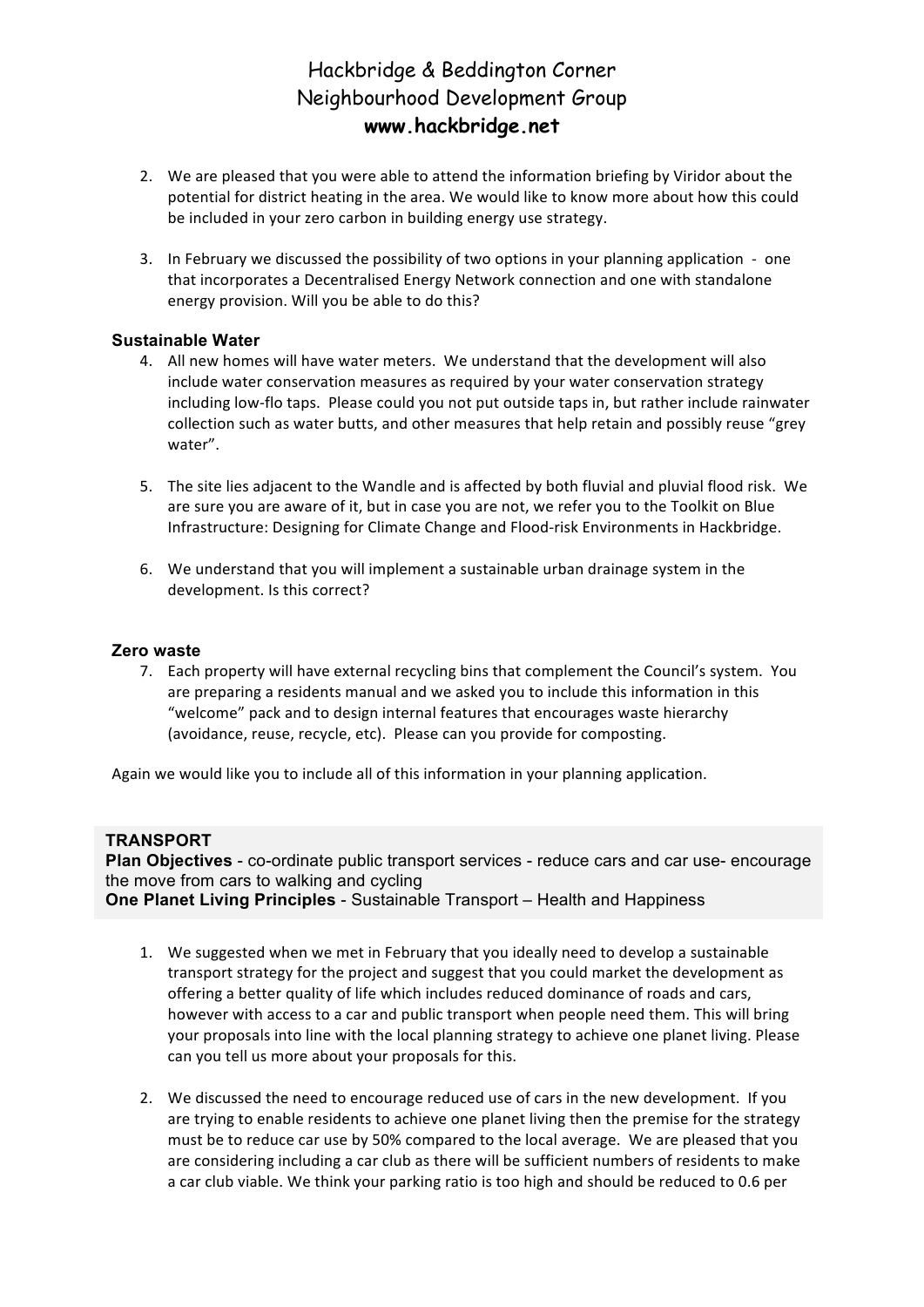# Hackbridge & Beddington Corner
# Neighbourhood Development Group
**www.hackbridge.net**

2. We are pleased that you were able to attend the information briefing by Viridor about the potential for district heating in the area. We would like to know more about how this could be included in your zero carbon in building energy use strategy.

3. In February we discussed the possibility of two options in your planning application - one that incorporates a Decentralised Energy Network connection and one with standalone energy provision. Will you be able to do this?

**Sustainable Water**

4. All new homes will have water meters. We understand that the development will also include water conservation measures as required by your water conservation strategy including low-flo taps. Please could you not put outside taps in, but rather include rainwater collection such as water butts, and other measures that help retain and possibly reuse "grey water".

5. The site lies adjacent to the Wandle and is affected by both fluvial and pluvial flood risk. We are sure you are aware of it, but in case you are not, we refer you to the Toolkit on Blue Infrastructure: Designing for Climate Change and Flood-risk Environments in Hackbridge.

6. We understand that you will implement a sustainable urban drainage system in the development. Is this correct?

**Zero waste**

7. Each property will have external recycling bins that complement the Council's system. You are preparing a residents manual and we asked you to include this information in this "welcome" pack and to design internal features that encourages waste hierarchy (avoidance, reuse, recycle, etc). Please can you provide for composting.

Again we would like you to include all of this information in your planning application.

**TRANSPORT**
**Plan Objectives** - co-ordinate public transport services - reduce cars and car use- encourage the move from cars to walking and cycling
**One Planet Living Principles** - Sustainable Transport – Health and Happiness

1. We suggested when we met in February that you ideally need to develop a sustainable transport strategy for the project and suggest that you could market the development as offering a better quality of life which includes reduced dominance of roads and cars, however with access to a car and public transport when people need them. This will bring your proposals into line with the local planning strategy to achieve one planet living. Please can you tell us more about your proposals for this.

2. We discussed the need to encourage reduced use of cars in the new development. If you are trying to enable residents to achieve one planet living then the premise for the strategy must be to reduce car use by 50% compared to the local average. We are pleased that you are considering including a car club as there will be sufficient numbers of residents to make a car club viable. We think your parking ratio is too high and should be reduced to 0.6 per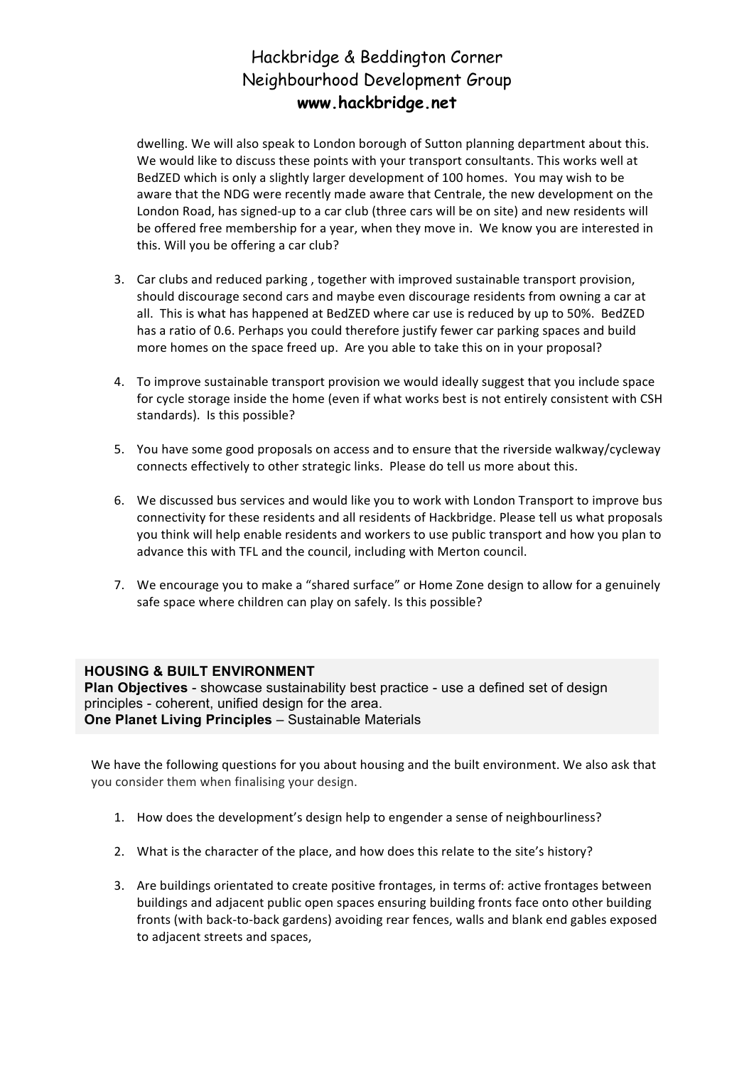dwelling. We will also speak to London borough of Sutton planning department about this. We would like to discuss these points with your transport consultants. This works well at BedZED which is only a slightly larger development of 100 homes. You may wish to be aware that the NDG were recently made aware that Centrale, the new development on the London Road, has signed-up to a car club (three cars will be on site) and new residents will be offered free membership for a year, when they move in. We know you are interested in this. Will you be offering a car club?

3. Car clubs and reduced parking , together with improved sustainable transport provision, should discourage second cars and maybe even discourage residents from owning a car at all. This is what has happened at BedZED where car use is reduced by up to 50%. BedZED has a ratio of 0.6. Perhaps you could therefore justify fewer car parking spaces and build more homes on the space freed up. Are you able to take this on in your proposal?

4. To improve sustainable transport provision we would ideally suggest that you include space for cycle storage inside the home (even if what works best is not entirely consistent with CSH standards). Is this possible?

5. You have some good proposals on access and to ensure that the riverside walkway/cycleway connects effectively to other strategic links. Please do tell us more about this.

6. We discussed bus services and would like you to work with London Transport to improve bus connectivity for these residents and all residents of Hackbridge. Please tell us what proposals you think will help enable residents and workers to use public transport and how you plan to advance this with TFL and the council, including with Merton council.

7. We encourage you to make a "shared surface" or Home Zone design to allow for a genuinely safe space where children can play on safely. Is this possible?

**HOUSING & BUILT ENVIRONMENT**
**Plan Objectives** - showcase sustainability best practice - use a defined set of design principles - coherent, unified design for the area.
**One Planet Living Principles** – Sustainable Materials

We have the following questions for you about housing and the built environment. We also ask that you consider them when finalising your design.

1. How does the development's design help to engender a sense of neighbourliness?

2. What is the character of the place, and how does this relate to the site's history?

3. Are buildings orientated to create positive frontages, in terms of: active frontages between buildings and adjacent public open spaces ensuring building fronts face onto other building fronts (with back-to-back gardens) avoiding rear fences, walls and blank end gables exposed to adjacent streets and spaces,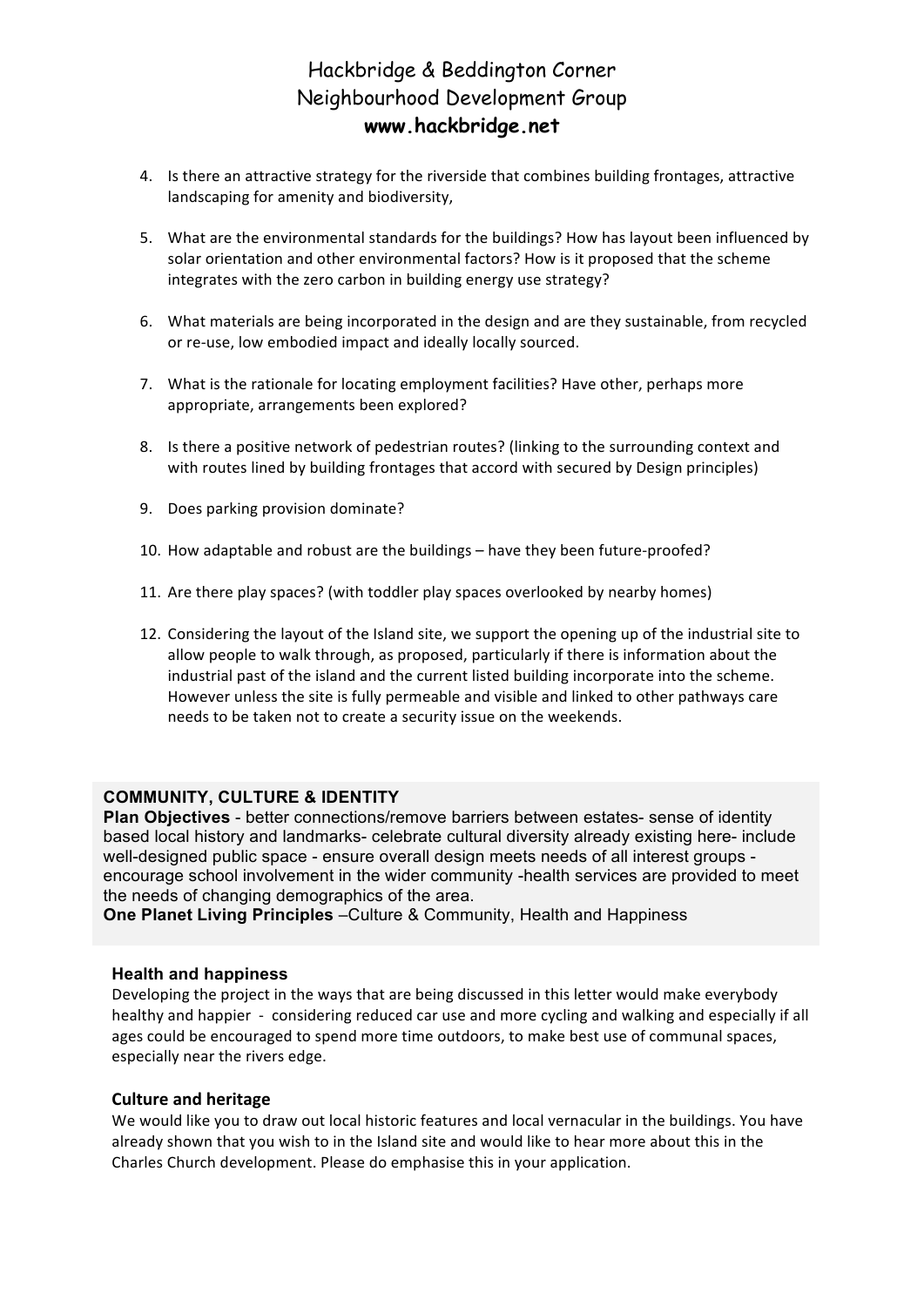4. Is there an attractive strategy for the riverside that combines building frontages, attractive landscaping for amenity and biodiversity,

5. What are the environmental standards for the buildings? How has layout been influenced by solar orientation and other environmental factors? How is it proposed that the scheme integrates with the zero carbon in building energy use strategy?

6. What materials are being incorporated in the design and are they sustainable, from recycled or re-use, low embodied impact and ideally locally sourced.

7. What is the rationale for locating employment facilities? Have other, perhaps more appropriate, arrangements been explored?

8. Is there a positive network of pedestrian routes? (linking to the surrounding context and with routes lined by building frontages that accord with secured by Design principles)

9. Does parking provision dominate?

10. How adaptable and robust are the buildings – have they been future-proofed?

11. Are there play spaces? (with toddler play spaces overlooked by nearby homes)

12. Considering the layout of the Island site, we support the opening up of the industrial site to allow people to walk through, as proposed, particularly if there is information about the industrial past of the island and the current listed building incorporate into the scheme. However unless the site is fully permeable and visible and linked to other pathways care needs to be taken not to create a security issue on the weekends.

**COMMUNITY, CULTURE & IDENTITY**
**Plan Objectives** - better connections/remove barriers between estates- sense of identity based local history and landmarks- celebrate cultural diversity already existing here- include well-designed public space - ensure overall design meets needs of all interest groups - encourage school involvement in the wider community -health services are provided to meet the needs of changing demographics of the area.
**One Planet Living Principles** –Culture & Community, Health and Happiness

### Health and happiness

Developing the project in the ways that are being discussed in this letter would make everybody healthy and happier - considering reduced car use and more cycling and walking and especially if all ages could be encouraged to spend more time outdoors, to make best use of communal spaces, especially near the rivers edge.

### Culture and heritage

We would like you to draw out local historic features and local vernacular in the buildings. You have already shown that you wish to in the Island site and would like to hear more about this in the Charles Church development. Please do emphasise this in your application.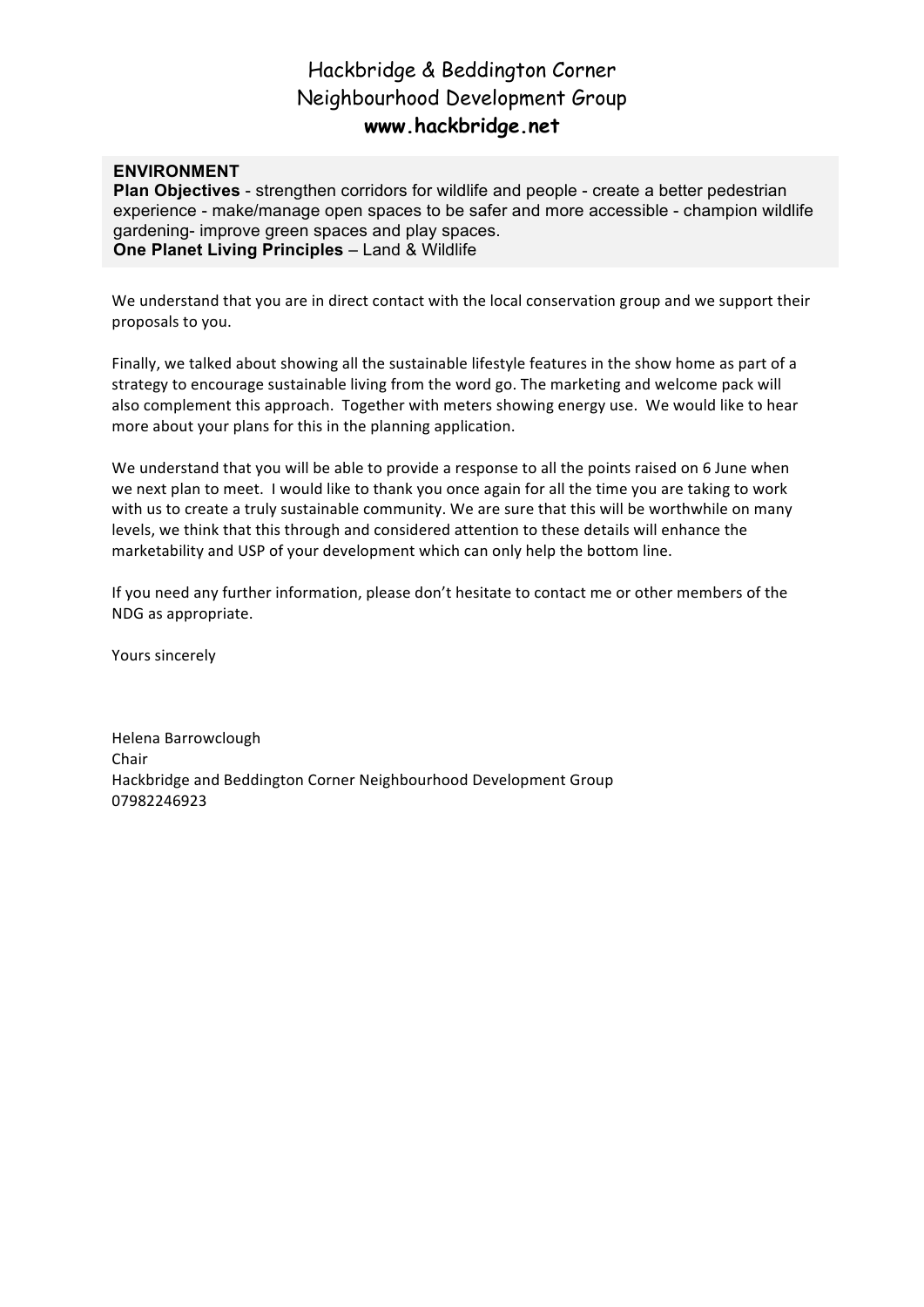Hackbridge & Beddington Corner
Neighbourhood Development Group
**www.hackbridge.net**

**ENVIRONMENT**
**Plan Objectives** - strengthen corridors for wildlife and people - create a better pedestrian experience - make/manage open spaces to be safer and more accessible - champion wildlife gardening- improve green spaces and play spaces.
**One Planet Living Principles** – Land & Wildlife

We understand that you are in direct contact with the local conservation group and we support their proposals to you.

Finally, we talked about showing all the sustainable lifestyle features in the show home as part of a strategy to encourage sustainable living from the word go. The marketing and welcome pack will also complement this approach. Together with meters showing energy use. We would like to hear more about your plans for this in the planning application.

We understand that you will be able to provide a response to all the points raised on 6 June when we next plan to meet. I would like to thank you once again for all the time you are taking to work with us to create a truly sustainable community. We are sure that this will be worthwhile on many levels, we think that this through and considered attention to these details will enhance the marketability and USP of your development which can only help the bottom line.

If you need any further information, please don't hesitate to contact me or other members of the NDG as appropriate.

Yours sincerely

Helena Barrowclough
Chair
Hackbridge and Beddington Corner Neighbourhood Development Group
07982246923